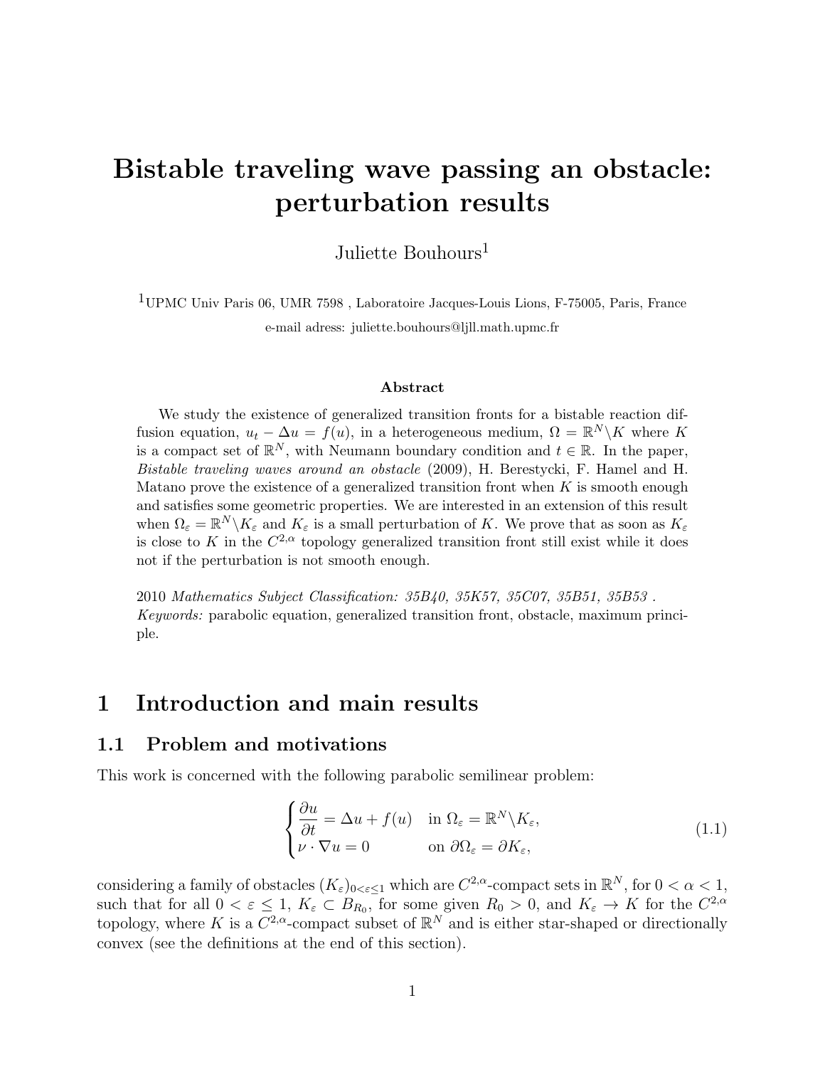# Bistable traveling wave passing an obstacle: perturbation results

Juliette Bouhours[1]

[1]UPMC Univ Paris 06, UMR 7598 , Laboratoire Jacques-Louis Lions, F-75005, Paris, France

e-mail adress: juliette.bouhours@ljll.math.upmc.fr

### Abstract

We study the existence of generalized transition fronts for a bistable reaction diffusion equation, $u_t - \Delta u = f(u)$, in a heterogeneous medium, $\Omega = \mathbb{R}^N \backslash K$ where $K$ is a compact set of $\mathbb{R}^N$, with Neumann boundary condition and $t \in \mathbb{R}$. In the paper, *Bistable traveling waves around an obstacle* (2009), H. Berestycki, F. Hamel and H. Matano prove the existence of a generalized transition front when $K$ is smooth enough and satisfies some geometric properties. We are interested in an extension of this result when $\Omega_\varepsilon = \mathbb{R}^N \backslash K_\varepsilon$ and $K_\varepsilon$ is a small perturbation of $K$. We prove that as soon as $K_\varepsilon$ is close to $K$ in the $C^{2,\alpha}$ topology generalized transition front still exist while it does not if the perturbation is not smooth enough.

2010 *Mathematics Subject Classification: 35B40, 35K57, 35C07, 35B51, 35B53* .
*Keywords:* parabolic equation, generalized transition front, obstacle, maximum principle.

## 1 Introduction and main results

### 1.1 Problem and motivations

This work is concerned with the following parabolic semilinear problem:

$$
\begin{cases}
\dfrac{\partial u}{\partial t} = \Delta u + f(u) & \text{in } \Omega_\varepsilon = \mathbb{R}^N \backslash K_\varepsilon, \\
\nu \cdot \nabla u = 0 & \text{on } \partial\Omega_\varepsilon = \partial K_\varepsilon,
\end{cases}
\tag{1.1}
$$

considering a family of obstacles $(K_\varepsilon)_{0<\varepsilon\leq 1}$ which are $C^{2,\alpha}$-compact sets in $\mathbb{R}^N$, for $0 < \alpha < 1$, such that for all $0 < \varepsilon \leq 1$, $K_\varepsilon \subset B_{R_0}$, for some given $R_0 > 0$, and $K_\varepsilon \to K$ for the $C^{2,\alpha}$ topology, where $K$ is a $C^{2,\alpha}$-compact subset of $\mathbb{R}^N$ and is either star-shaped or directionally convex (see the definitions at the end of this section).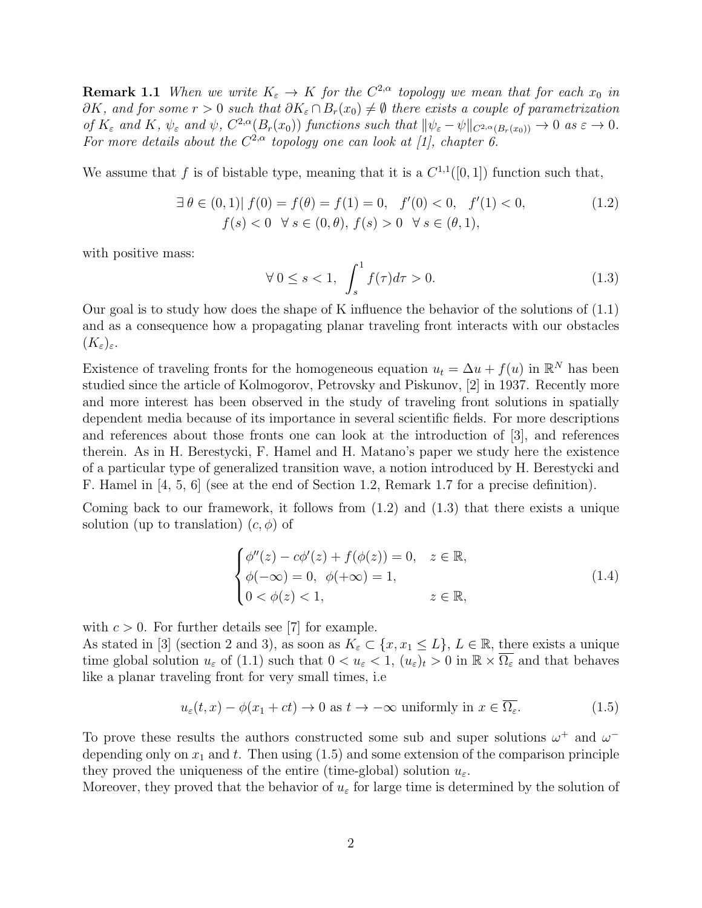**Remark 1.1** *When we write $K_\varepsilon \to K$ for the $C^{2,\alpha}$ topology we mean that for each $x_0$ in $\partial K$, and for some $r > 0$ such that $\partial K_\varepsilon \cap B_r(x_0) \neq \emptyset$ there exists a couple of parametrization of $K_\varepsilon$ and $K$, $\psi_\varepsilon$ and $\psi$, $C^{2,\alpha}(B_r(x_0))$ functions such that $\|\psi_\varepsilon - \psi\|_{C^{2,\alpha}(B_r(x_0))} \to 0$ as $\varepsilon \to 0$. For more details about the $C^{2,\alpha}$ topology one can look at [1], chapter 6.*

We assume that $f$ is of bistable type, meaning that it is a $C^{1,1}([0,1])$ function such that,

$$\exists\, \theta \in (0,1)|\ f(0) = f(\theta) = f(1) = 0, \quad f'(0) < 0, \quad f'(1) < 0, \\ f(s) < 0 \quad \forall\, s \in (0,\theta),\ f(s) > 0 \quad \forall\, s \in (\theta, 1), \tag{1.2}$$

with positive mass:

$$\forall\, 0 \leq s < 1,\ \int_s^1 f(\tau)d\tau > 0. \tag{1.3}$$

Our goal is to study how does the shape of K influence the behavior of the solutions of (1.1) and as a consequence how a propagating planar traveling front interacts with our obstacles $(K_\varepsilon)_\varepsilon$.

Existence of traveling fronts for the homogeneous equation $u_t = \Delta u + f(u)$ in $\mathbb{R}^N$ has been studied since the article of Kolmogorov, Petrovsky and Piskunov, [2] in 1937. Recently more and more interest has been observed in the study of traveling front solutions in spatially dependent media because of its importance in several scientific fields. For more descriptions and references about those fronts one can look at the introduction of [3], and references therein. As in H. Berestycki, F. Hamel and H. Matano's paper we study here the existence of a particular type of generalized transition wave, a notion introduced by H. Berestycki and F. Hamel in [4, 5, 6] (see at the end of Section 1.2, Remark 1.7 for a precise definition).

Coming back to our framework, it follows from (1.2) and (1.3) that there exists a unique solution (up to translation) $(c, \phi)$ of

$$\begin{cases} \phi''(z) - c\phi'(z) + f(\phi(z)) = 0, & z \in \mathbb{R}, \\ \phi(-\infty) = 0, \ \phi(+\infty) = 1, & \\ 0 < \phi(z) < 1, & z \in \mathbb{R}, \end{cases} \tag{1.4}$$

with $c > 0$. For further details see [7] for example.
As stated in [3] (section 2 and 3), as soon as $K_\varepsilon \subset \{x, x_1 \leq L\}$, $L \in \mathbb{R}$, there exists a unique time global solution $u_\varepsilon$ of (1.1) such that $0 < u_\varepsilon < 1$, $(u_\varepsilon)_t > 0$ in $\mathbb{R} \times \overline{\Omega_\varepsilon}$ and that behaves like a planar traveling front for very small times, i.e

$$u_\varepsilon(t, x) - \phi(x_1 + ct) \to 0 \text{ as } t \to -\infty \text{ uniformly in } x \in \overline{\Omega_\varepsilon}. \tag{1.5}$$

To prove these results the authors constructed some sub and super solutions $\omega^+$ and $\omega^-$ depending only on $x_1$ and $t$. Then using (1.5) and some extension of the comparison principle they proved the uniqueness of the entire (time-global) solution $u_\varepsilon$.
Moreover, they proved that the behavior of $u_\varepsilon$ for large time is determined by the solution of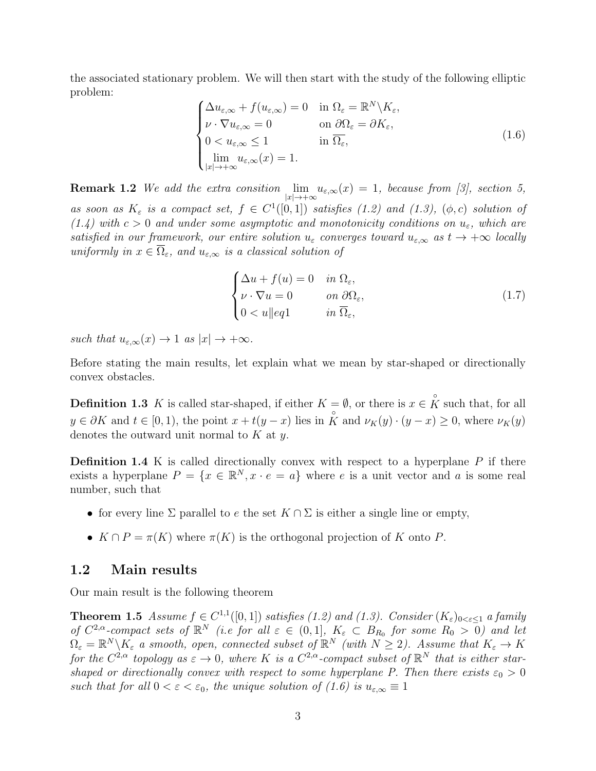the associated stationary problem. We will then start with the study of the following elliptic problem:

$$\begin{cases} \Delta u_{\varepsilon,\infty} + f(u_{\varepsilon,\infty}) = 0 & \text{in } \Omega_\varepsilon = \mathbb{R}^N \backslash K_\varepsilon, \\ \nu \cdot \nabla u_{\varepsilon,\infty} = 0 & \text{on } \partial\Omega_\varepsilon = \partial K_\varepsilon, \\ 0 < u_{\varepsilon,\infty} \leq 1 & \text{in } \overline{\Omega_\varepsilon}, \\ \lim\limits_{|x| \to +\infty} u_{\varepsilon,\infty}(x) = 1. \end{cases} \tag{1.6}$$

**Remark 1.2** *We add the extra consition $\lim\limits_{|x|\to+\infty} u_{\varepsilon,\infty}(x) = 1$, because from [3], section 5, as soon as $K_\varepsilon$ is a compact set, $f \in C^1([0,1])$ satisfies (1.2) and (1.3), $(\phi, c)$ solution of (1.4) with $c > 0$ and under some asymptotic and monotonicity conditions on $u_\varepsilon$, which are satisfied in our framework, our entire solution $u_\varepsilon$ converges toward $u_{\varepsilon,\infty}$ as $t \to +\infty$ locally uniformly in $x \in \overline{\Omega}_\varepsilon$, and $u_{\varepsilon,\infty}$ is a classical solution of*

$$\begin{cases} \Delta u + f(u) = 0 & \text{in } \Omega_\varepsilon, \\ \nu \cdot \nabla u = 0 & \text{on } \partial\Omega_\varepsilon, \\ 0 < u \| eq 1 & \text{in } \overline{\Omega}_\varepsilon, \end{cases} \tag{1.7}$$

*such that $u_{\varepsilon,\infty}(x) \to 1$ as $|x| \to +\infty$.*

Before stating the main results, let explain what we mean by star-shaped or directionally convex obstacles.

**Definition 1.3** $K$ is called star-shaped, if either $K = \emptyset$, or there is $x \in \overset{\circ}{K}$ such that, for all $y \in \partial K$ and $t \in [0, 1)$, the point $x + t(y - x)$ lies in $\overset{\circ}{K}$ and $\nu_K(y) \cdot (y - x) \geq 0$, where $\nu_K(y)$ denotes the outward unit normal to $K$ at $y$.

**Definition 1.4** K is called directionally convex with respect to a hyperplane $P$ if there exists a hyperplane $P = \{x \in \mathbb{R}^N, x \cdot e = a\}$ where $e$ is a unit vector and $a$ is some real number, such that

- for every line $\Sigma$ parallel to $e$ the set $K \cap \Sigma$ is either a single line or empty,
- $K \cap P = \pi(K)$ where $\pi(K)$ is the orthogonal projection of $K$ onto $P$.

## 1.2 Main results

Our main result is the following theorem

**Theorem 1.5** *Assume $f \in C^{1,1}([0,1])$ satisfies (1.2) and (1.3). Consider $(K_\varepsilon)_{0<\varepsilon\leq 1}$ a family of $C^{2,\alpha}$-compact sets of $\mathbb{R}^N$ (i.e for all $\varepsilon \in (0,1]$, $K_\varepsilon \subset B_{R_0}$ for some $R_0 > 0$) and let $\Omega_\varepsilon = \mathbb{R}^N \backslash K_\varepsilon$ a smooth, open, connected subset of $\mathbb{R}^N$ (with $N \geq 2$). Assume that $K_\varepsilon \to K$ for the $C^{2,\alpha}$ topology as $\varepsilon \to 0$, where $K$ is a $C^{2,\alpha}$-compact subset of $\mathbb{R}^N$ that is either star-shaped or directionally convex with respect to some hyperplane $P$. Then there exists $\varepsilon_0 > 0$ such that for all $0 < \varepsilon < \varepsilon_0$, the unique solution of (1.6) is $u_{\varepsilon,\infty} \equiv 1$*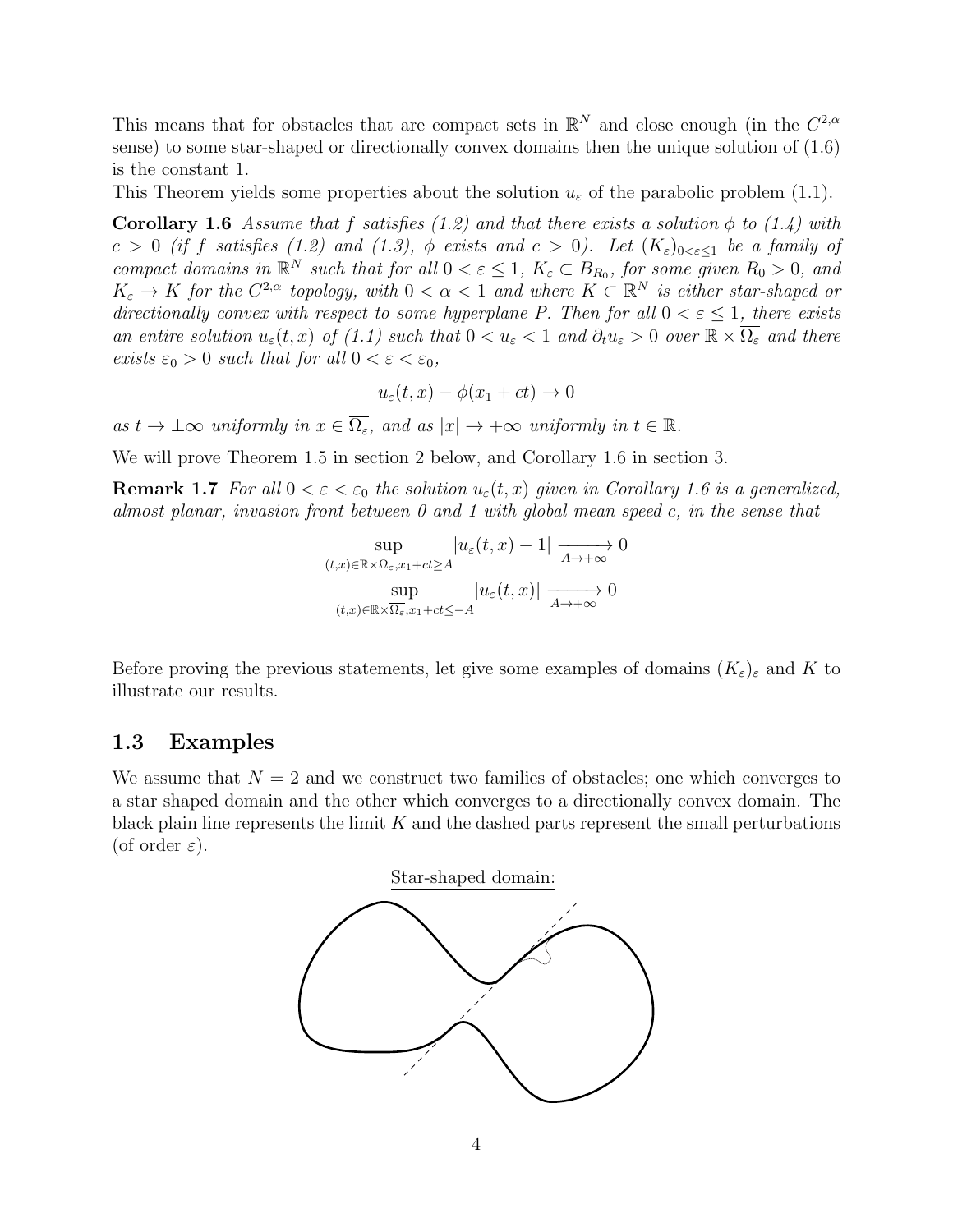This means that for obstacles that are compact sets in $\mathbb{R}^N$ and close enough (in the $C^{2,\alpha}$ sense) to some star-shaped or directionally convex domains then the unique solution of (1.6) is the constant 1.

This Theorem yields some properties about the solution $u_\varepsilon$ of the parabolic problem (1.1).

**Corollary 1.6** *Assume that $f$ satisfies (1.2) and that there exists a solution $\phi$ to (1.4) with $c > 0$ (if $f$ satisfies (1.2) and (1.3), $\phi$ exists and $c > 0$). Let $(K_\varepsilon)_{0<\varepsilon\leq 1}$ be a family of compact domains in $\mathbb{R}^N$ such that for all $0 < \varepsilon \leq 1$, $K_\varepsilon \subset B_{R_0}$, for some given $R_0 > 0$, and $K_\varepsilon \to K$ for the $C^{2,\alpha}$ topology, with $0 < \alpha < 1$ and where $K \subset \mathbb{R}^N$ is either star-shaped or directionally convex with respect to some hyperplane $P$. Then for all $0 < \varepsilon \leq 1$, there exists an entire solution $u_\varepsilon(t,x)$ of (1.1) such that $0 < u_\varepsilon < 1$ and $\partial_t u_\varepsilon > 0$ over $\mathbb{R} \times \overline{\Omega_\varepsilon}$ and there exists $\varepsilon_0 > 0$ such that for all $0 < \varepsilon < \varepsilon_0$,*

$$u_\varepsilon(t,x) - \phi(x_1 + ct) \to 0$$

*as $t \to \pm\infty$ uniformly in $x \in \overline{\Omega_\varepsilon}$, and as $|x| \to +\infty$ uniformly in $t \in \mathbb{R}$.*

We will prove Theorem 1.5 in section 2 below, and Corollary 1.6 in section 3.

**Remark 1.7** *For all $0 < \varepsilon < \varepsilon_0$ the solution $u_\varepsilon(t,x)$ given in Corollary 1.6 is a generalized, almost planar, invasion front between 0 and 1 with global mean speed $c$, in the sense that*

$$\sup_{(t,x)\in\mathbb{R}\times\overline{\Omega_\varepsilon}, x_1+ct\geq A} |u_\varepsilon(t,x) - 1| \xrightarrow[A\to+\infty]{} 0$$

$$\sup_{(t,x)\in\mathbb{R}\times\overline{\Omega_\varepsilon}, x_1+ct\leq -A} |u_\varepsilon(t,x)| \xrightarrow[A\to+\infty]{} 0$$

Before proving the previous statements, let give some examples of domains $(K_\varepsilon)_\varepsilon$ and $K$ to illustrate our results.

### 1.3 Examples

We assume that $N = 2$ and we construct two families of obstacles; one which converges to a star shaped domain and the other which converges to a directionally convex domain. The black plain line represents the limit $K$ and the dashed parts represent the small perturbations (of order $\varepsilon$).

Star-shaped domain: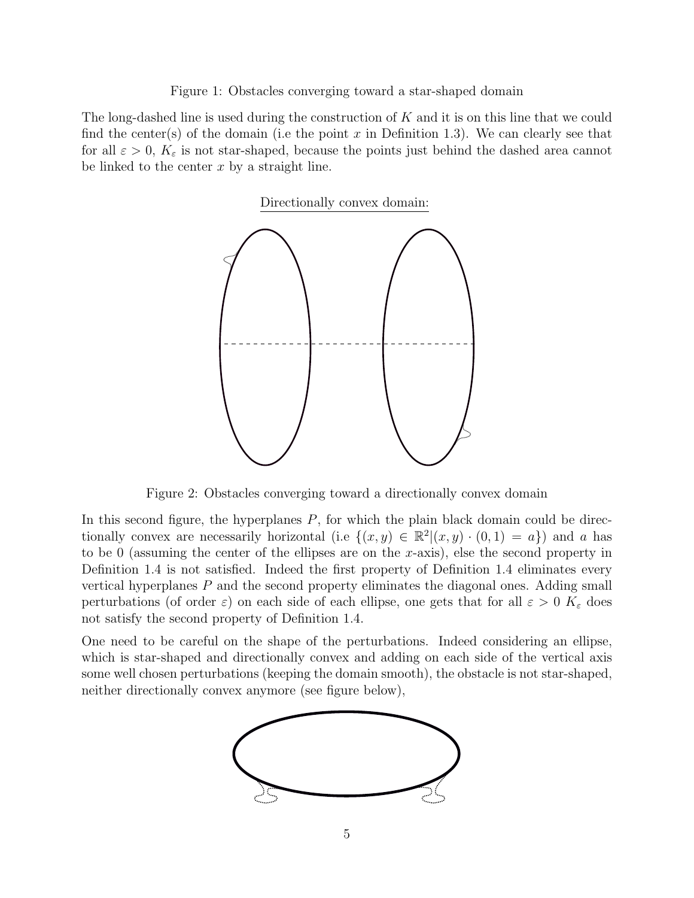Figure 1: Obstacles converging toward a star-shaped domain

The long-dashed line is used during the construction of $K$ and it is on this line that we could find the center(s) of the domain (i.e the point $x$ in Definition 1.3). We can clearly see that for all $\varepsilon > 0$, $K_\varepsilon$ is not star-shaped, because the points just behind the dashed area cannot be linked to the center $x$ by a straight line.

<u>Directionally convex domain:</u>

Figure 2: Obstacles converging toward a directionally convex domain

In this second figure, the hyperplanes $P$, for which the plain black domain could be directionally convex are necessarily horizontal (i.e $\{(x,y) \in \mathbb{R}^2 | (x,y) \cdot (0,1) = a\}$) and $a$ has to be 0 (assuming the center of the ellipses are on the $x$-axis), else the second property in Definition 1.4 is not satisfied. Indeed the first property of Definition 1.4 eliminates every vertical hyperplanes $P$ and the second property eliminates the diagonal ones. Adding small perturbations (of order $\varepsilon$) on each side of each ellipse, one gets that for all $\varepsilon > 0$ $K_\varepsilon$ does not satisfy the second property of Definition 1.4.

One need to be careful on the shape of the perturbations. Indeed considering an ellipse, which is star-shaped and directionally convex and adding on each side of the vertical axis some well chosen perturbations (keeping the domain smooth), the obstacle is not star-shaped, neither directionally convex anymore (see figure below),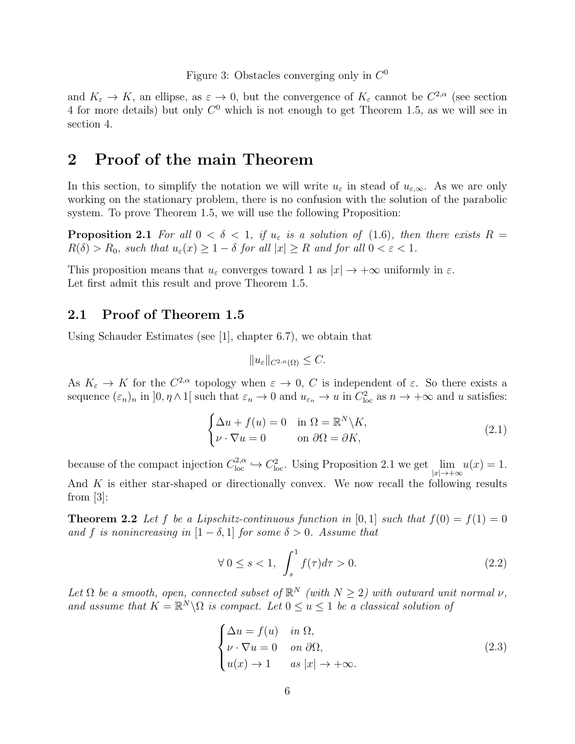Figure 3: Obstacles converging only in $C^0$

and $K_\varepsilon \to K$, an ellipse, as $\varepsilon \to 0$, but the convergence of $K_\varepsilon$ cannot be $C^{2,\alpha}$ (see section 4 for more details) but only $C^0$ which is not enough to get Theorem 1.5, as we will see in section 4.

# 2 Proof of the main Theorem

In this section, to simplify the notation we will write $u_\varepsilon$ in stead of $u_{\varepsilon,\infty}$. As we are only working on the stationary problem, there is no confusion with the solution of the parabolic system. To prove Theorem 1.5, we will use the following Proposition:

**Proposition 2.1** *For all $0 < \delta < 1$, if $u_\varepsilon$ is a solution of (1.6), then there exists $R = R(\delta) > R_0$, such that $u_\varepsilon(x) \geq 1 - \delta$ for all $|x| \geq R$ and for all $0 < \varepsilon < 1$.*

This proposition means that $u_\varepsilon$ converges toward 1 as $|x| \to +\infty$ uniformly in $\varepsilon$.
Let first admit this result and prove Theorem 1.5.

## 2.1 Proof of Theorem 1.5

Using Schauder Estimates (see [1], chapter 6.7), we obtain that

$$\|u_\varepsilon\|_{C^{2,\alpha}(\Omega)} \leq C.$$

As $K_\varepsilon \to K$ for the $C^{2,\alpha}$ topology when $\varepsilon \to 0$, $C$ is independent of $\varepsilon$. So there exists a sequence $(\varepsilon_n)_n$ in $]0, \eta \wedge 1[$ such that $\varepsilon_n \to 0$ and $u_{\varepsilon_n} \to u$ in $C^2_{\text{loc}}$ as $n \to +\infty$ and $u$ satisfies:

$$\begin{cases} \Delta u + f(u) = 0 & \text{in } \Omega = \mathbb{R}^N \backslash K, \\ \nu \cdot \nabla u = 0 & \text{on } \partial\Omega = \partial K, \end{cases} \tag{2.1}$$

because of the compact injection $C^{2,\alpha}_{\text{loc}} \hookrightarrow C^2_{\text{loc}}$. Using Proposition 2.1 we get $\lim\limits_{|x| \to +\infty} u(x) = 1$. And $K$ is either star-shaped or directionally convex. We now recall the following results from [3]:

**Theorem 2.2** *Let $f$ be a Lipschitz-continuous function in $[0, 1]$ such that $f(0) = f(1) = 0$ and $f$ is nonincreasing in $[1 - \delta, 1]$ for some $\delta > 0$. Assume that*

$$\forall\, 0 \leq s < 1, \; \int_s^1 f(\tau) d\tau > 0. \tag{2.2}$$

*Let $\Omega$ be a smooth, open, connected subset of $\mathbb{R}^N$ (with $N \geq 2$) with outward unit normal $\nu$, and assume that $K = \mathbb{R}^N \backslash \Omega$ is compact. Let $0 \leq u \leq 1$ be a classical solution of*

$$\begin{cases} \Delta u = f(u) & \text{in } \Omega, \\ \nu \cdot \nabla u = 0 & \text{on } \partial\Omega, \\ u(x) \to 1 & \text{as } |x| \to +\infty. \end{cases} \tag{2.3}$$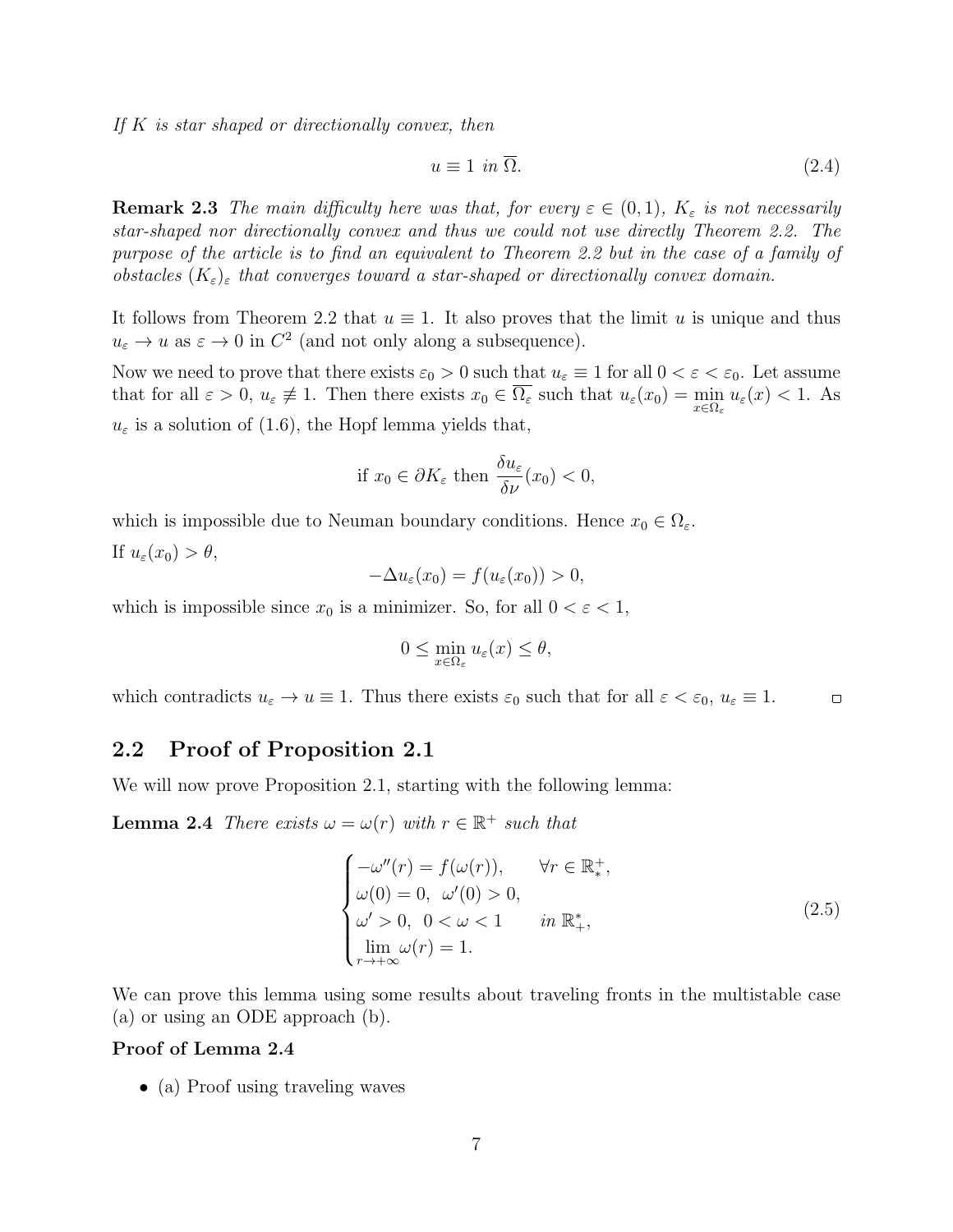*If $K$ is star shaped or directionally convex, then*

$$u \equiv 1 \text{ in } \overline{\Omega}. \tag{2.4}$$

**Remark 2.3** *The main difficulty here was that, for every $\varepsilon \in (0,1)$, $K_\varepsilon$ is not necessarily star-shaped nor directionally convex and thus we could not use directly Theorem 2.2. The purpose of the article is to find an equivalent to Theorem 2.2 but in the case of a family of obstacles $(K_\varepsilon)_\varepsilon$ that converges toward a star-shaped or directionally convex domain.*

It follows from Theorem 2.2 that $u \equiv 1$. It also proves that the limit $u$ is unique and thus $u_\varepsilon \to u$ as $\varepsilon \to 0$ in $C^2$ (and not only along a subsequence).

Now we need to prove that there exists $\varepsilon_0 > 0$ such that $u_\varepsilon \equiv 1$ for all $0 < \varepsilon < \varepsilon_0$. Let assume that for all $\varepsilon > 0$, $u_\varepsilon \not\equiv 1$. Then there exists $x_0 \in \overline{\Omega_\varepsilon}$ such that $u_\varepsilon(x_0) = \min\limits_{x \in \Omega_\varepsilon} u_\varepsilon(x) < 1$. As $u_\varepsilon$ is a solution of (1.6), the Hopf lemma yields that,

$$\text{if } x_0 \in \partial K_\varepsilon \text{ then } \frac{\delta u_\varepsilon}{\delta \nu}(x_0) < 0,$$

which is impossible due to Neuman boundary conditions. Hence $x_0 \in \Omega_\varepsilon$.

If $u_\varepsilon(x_0) > \theta$,

$$-\Delta u_\varepsilon(x_0) = f(u_\varepsilon(x_0)) > 0,$$

which is impossible since $x_0$ is a minimizer. So, for all $0 < \varepsilon < 1$,

$$0 \leq \min_{x \in \Omega_\varepsilon} u_\varepsilon(x) \leq \theta,$$

which contradicts $u_\varepsilon \to u \equiv 1$. Thus there exists $\varepsilon_0$ such that for all $\varepsilon < \varepsilon_0$, $u_\varepsilon \equiv 1$. □

## 2.2 Proof of Proposition 2.1

We will now prove Proposition 2.1, starting with the following lemma:

**Lemma 2.4** *There exists $\omega = \omega(r)$ with $r \in \mathbb{R}^+$ such that*

$$\begin{cases} -\omega''(r) = f(\omega(r)), & \forall r \in \mathbb{R}^+_*, \\ \omega(0) = 0, \ \omega'(0) > 0, \\ \omega' > 0, \ 0 < \omega < 1 & \text{in } \mathbb{R}^*_+, \\ \lim\limits_{r \to +\infty} \omega(r) = 1. \end{cases} \tag{2.5}$$

We can prove this lemma using some results about traveling fronts in the multistable case (a) or using an ODE approach (b).

**Proof of Lemma 2.4**

- (a) Proof using traveling waves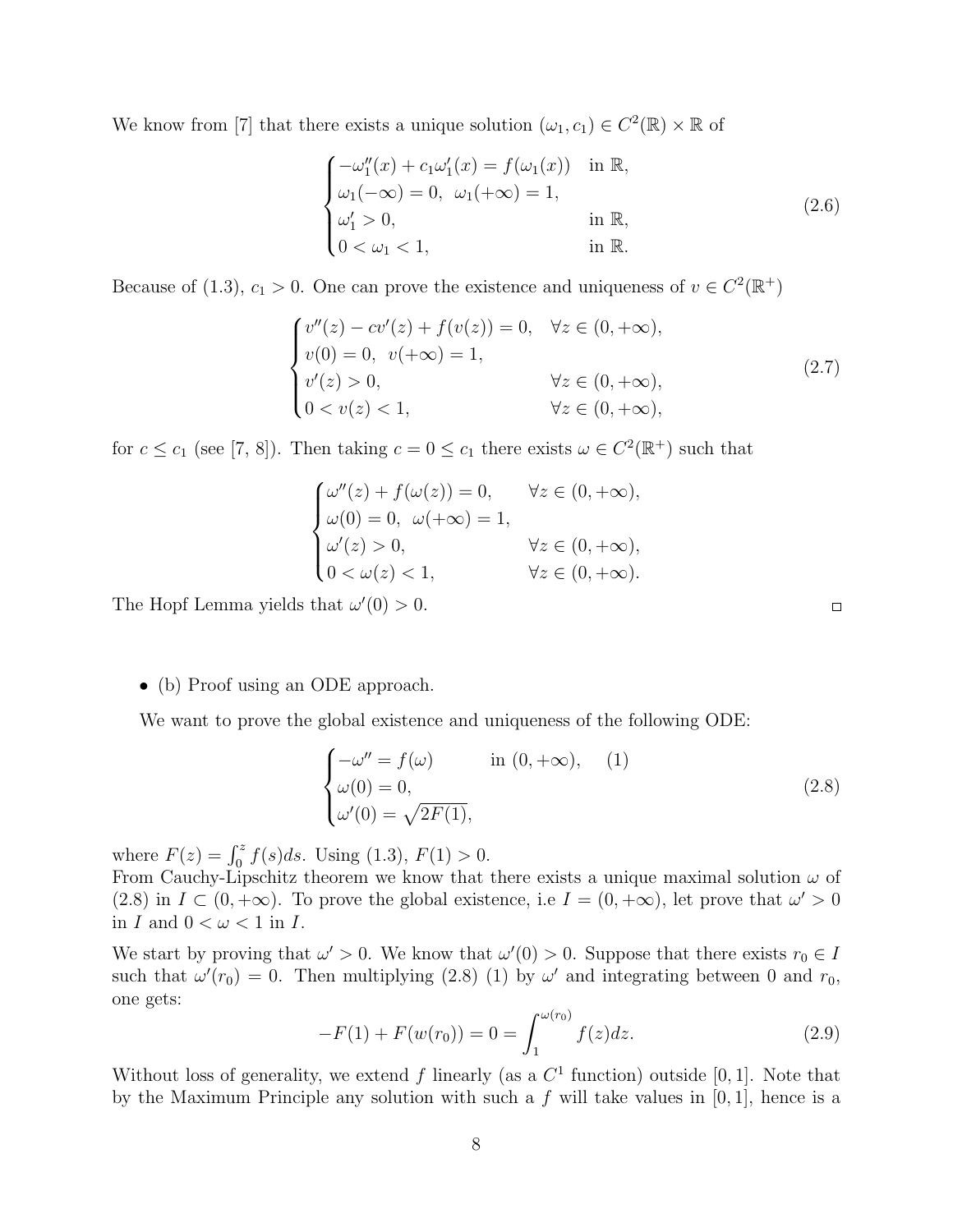We know from [7] that there exists a unique solution $(\omega_1, c_1) \in C^2(\mathbb{R}) \times \mathbb{R}$ of

$$
\begin{cases}
-\omega_1''(x) + c_1\omega_1'(x) = f(\omega_1(x)) & \text{in } \mathbb{R}, \\
\omega_1(-\infty) = 0, \;\; \omega_1(+\infty) = 1, & \\
\omega_1' > 0, & \text{in } \mathbb{R}, \\
0 < \omega_1 < 1, & \text{in } \mathbb{R}.
\end{cases}
\tag{2.6}
$$

Because of (1.3), $c_1 > 0$. One can prove the existence and uniqueness of $v \in C^2(\mathbb{R}^+)$

$$
\begin{cases}
v''(z) - cv'(z) + f(v(z)) = 0, & \forall z \in (0, +\infty), \\
v(0) = 0, \;\; v(+\infty) = 1, & \\
v'(z) > 0, & \forall z \in (0, +\infty), \\
0 < v(z) < 1, & \forall z \in (0, +\infty),
\end{cases}
\tag{2.7}
$$

for $c \leq c_1$ (see [7, 8]). Then taking $c = 0 \leq c_1$ there exists $\omega \in C^2(\mathbb{R}^+)$ such that

$$
\begin{cases}
\omega''(z) + f(\omega(z)) = 0, & \forall z \in (0, +\infty), \\
\omega(0) = 0, \;\; \omega(+\infty) = 1, & \\
\omega'(z) > 0, & \forall z \in (0, +\infty), \\
0 < \omega(z) < 1, & \forall z \in (0, +\infty).
\end{cases}
$$

The Hopf Lemma yields that $\omega'(0) > 0$. □

- (b) Proof using an ODE approach.

We want to prove the global existence and uniqueness of the following ODE:

$$
\begin{cases}
-\omega'' = f(\omega) & \text{in } (0, +\infty), \quad (1) \\
\omega(0) = 0, & \\
\omega'(0) = \sqrt{2F(1)}, &
\end{cases}
\tag{2.8}
$$

where $F(z) = \int_0^z f(s)ds$. Using (1.3), $F(1) > 0$.
From Cauchy-Lipschitz theorem we know that there exists a unique maximal solution $\omega$ of (2.8) in $I \subset (0, +\infty)$. To prove the global existence, i.e $I = (0, +\infty)$, let prove that $\omega' > 0$ in $I$ and $0 < \omega < 1$ in $I$.

We start by proving that $\omega' > 0$. We know that $\omega'(0) > 0$. Suppose that there exists $r_0 \in I$ such that $\omega'(r_0) = 0$. Then multiplying (2.8) (1) by $\omega'$ and integrating between 0 and $r_0$, one gets:

$$
-F(1) + F(w(r_0)) = 0 = \int_1^{\omega(r_0)} f(z)dz. \tag{2.9}
$$

Without loss of generality, we extend $f$ linearly (as a $C^1$ function) outside $[0, 1]$. Note that by the Maximum Principle any solution with such a $f$ will take values in $[0, 1]$, hence is a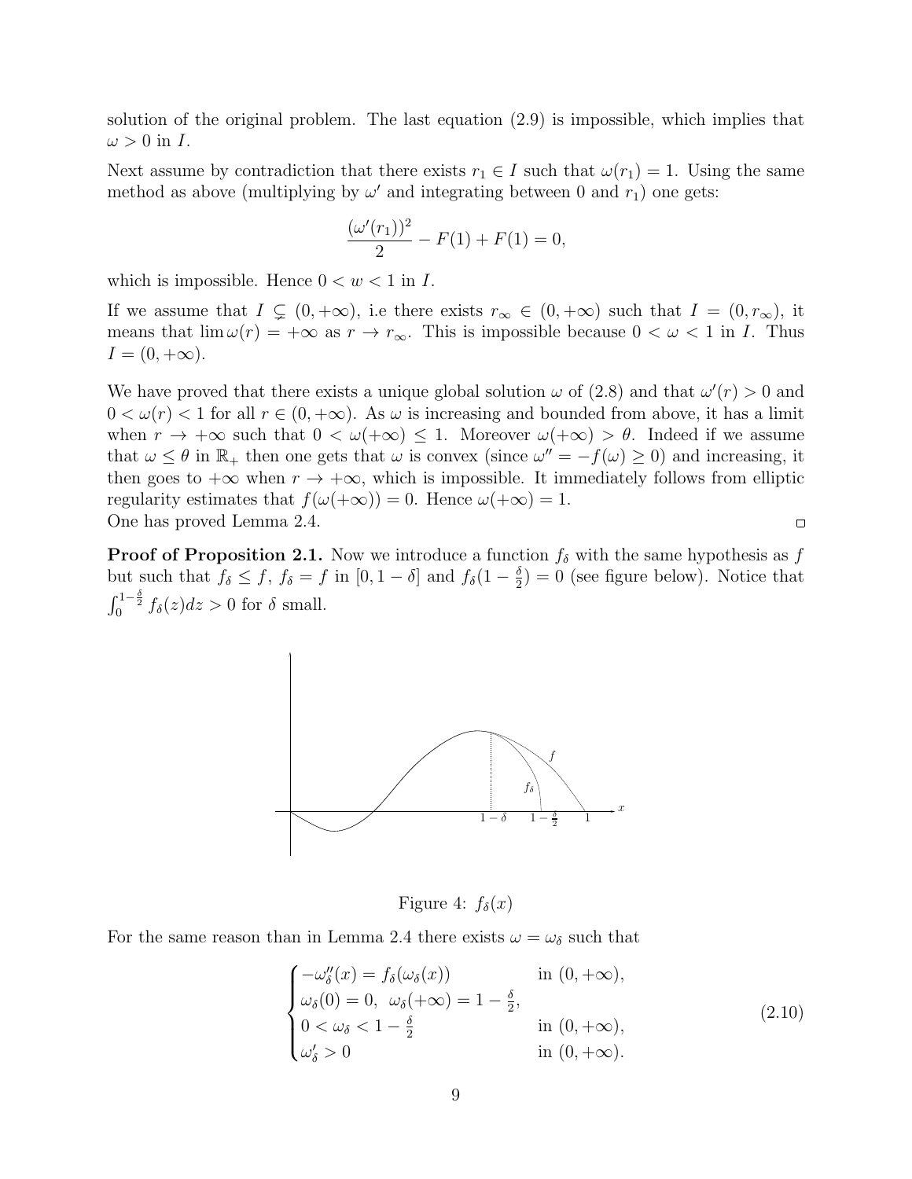solution of the original problem. The last equation (2.9) is impossible, which implies that $\omega > 0$ in $I$.

Next assume by contradiction that there exists $r_1 \in I$ such that $\omega(r_1) = 1$. Using the same method as above (multiplying by $\omega'$ and integrating between 0 and $r_1$) one gets:

$$\frac{(\omega'(r_1))^2}{2} - F(1) + F(1) = 0,$$

which is impossible. Hence $0 < w < 1$ in $I$.

If we assume that $I \subsetneq (0, +\infty)$, i.e there exists $r_\infty \in (0, +\infty)$ such that $I = (0, r_\infty)$, it means that $\lim \omega(r) = +\infty$ as $r \to r_\infty$. This is impossible because $0 < \omega < 1$ in $I$. Thus $I = (0, +\infty)$.

We have proved that there exists a unique global solution $\omega$ of (2.8) and that $\omega'(r) > 0$ and $0 < \omega(r) < 1$ for all $r \in (0, +\infty)$. As $\omega$ is increasing and bounded from above, it has a limit when $r \to +\infty$ such that $0 < \omega(+\infty) \leq 1$. Moreover $\omega(+\infty) > \theta$. Indeed if we assume that $\omega \leq \theta$ in $\mathbb{R}_+$ then one gets that $\omega$ is convex (since $\omega'' = -f(\omega) \geq 0$) and increasing, it then goes to $+\infty$ when $r \to +\infty$, which is impossible. It immediately follows from elliptic regularity estimates that $f(\omega(+\infty)) = 0$. Hence $\omega(+\infty) = 1$.
One has proved Lemma 2.4. □

**Proof of Proposition 2.1.** Now we introduce a function $f_\delta$ with the same hypothesis as $f$ but such that $f_\delta \leq f$, $f_\delta = f$ in $[0, 1-\delta]$ and $f_\delta(1 - \frac{\delta}{2}) = 0$ (see figure below). Notice that $\int_0^{1-\frac{\delta}{2}} f_\delta(z)dz > 0$ for $\delta$ small.

Figure 4: $f_\delta(x)$

For the same reason than in Lemma 2.4 there exists $\omega = \omega_\delta$ such that

$$\begin{cases} -\omega_\delta''(x) = f_\delta(\omega_\delta(x)) & \text{in } (0, +\infty), \\ \omega_\delta(0) = 0, \ \ \omega_\delta(+\infty) = 1 - \frac{\delta}{2}, & \\ 0 < \omega_\delta < 1 - \frac{\delta}{2} & \text{in } (0, +\infty), \\ \omega_\delta' > 0 & \text{in } (0, +\infty). \end{cases} \tag{2.10}$$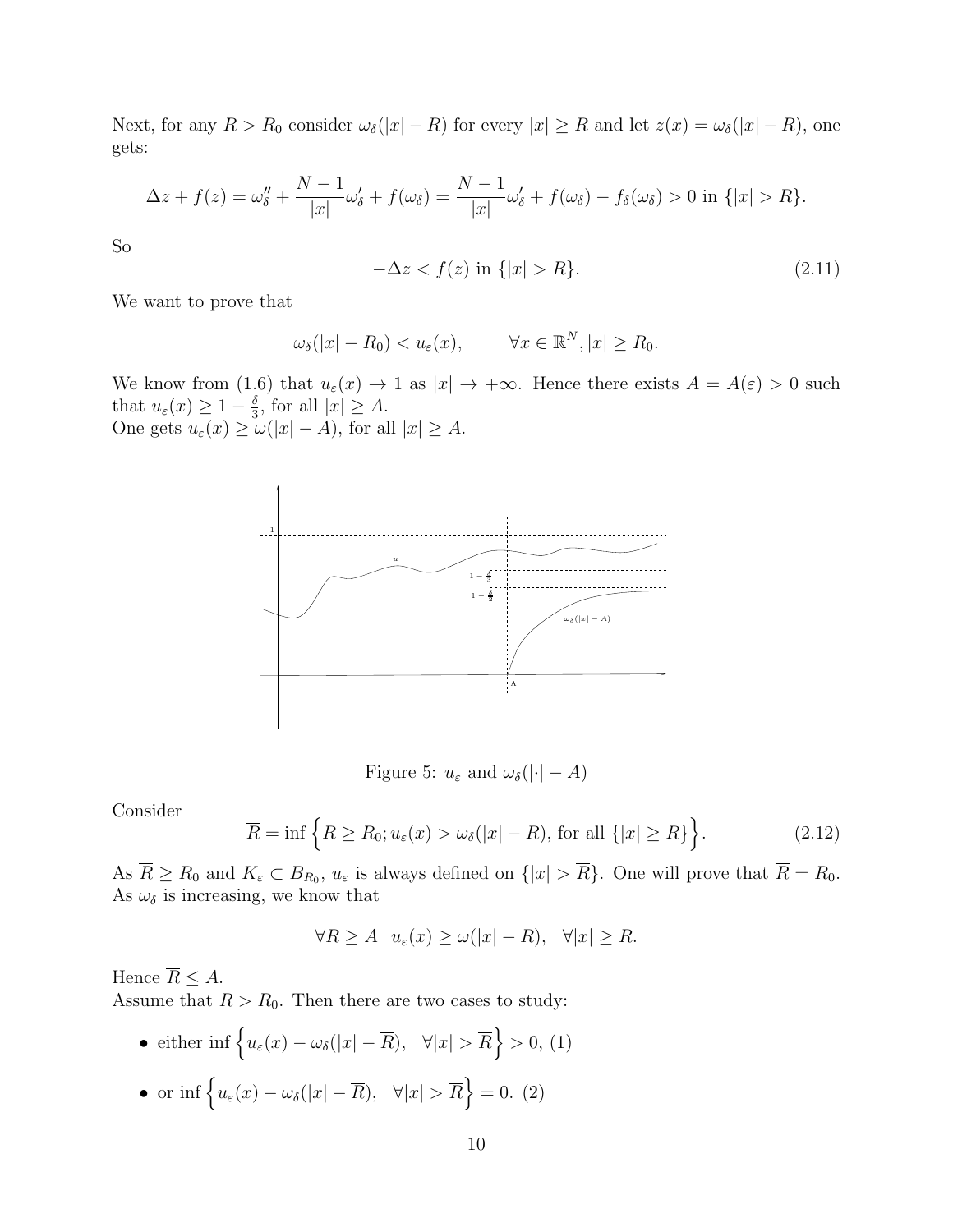Next, for any $R > R_0$ consider $\omega_\delta(|x| - R)$ for every $|x| \geq R$ and let $z(x) = \omega_\delta(|x| - R)$, one gets:

$$\Delta z + f(z) = \omega_\delta'' + \frac{N-1}{|x|}\omega_\delta' + f(\omega_\delta) = \frac{N-1}{|x|}\omega_\delta' + f(\omega_\delta) - f_\delta(\omega_\delta) > 0 \text{ in } \{|x| > R\}.$$

So

$$-\Delta z < f(z) \text{ in } \{|x| > R\}. \tag{2.11}$$

We want to prove that

$$\omega_\delta(|x| - R_0) < u_\varepsilon(x), \qquad \forall x \in \mathbb{R}^N, |x| \geq R_0.$$

We know from (1.6) that $u_\varepsilon(x) \to 1$ as $|x| \to +\infty$. Hence there exists $A = A(\varepsilon) > 0$ such that $u_\varepsilon(x) \geq 1 - \frac{\delta}{3}$, for all $|x| \geq A$.
One gets $u_\varepsilon(x) \geq \omega(|x| - A)$, for all $|x| \geq A$.

Figure 5: $u_\varepsilon$ and $\omega_\delta(|\cdot| - A)$

Consider

$$\overline{R} = \inf \Big\{ R \geq R_0; u_\varepsilon(x) > \omega_\delta(|x| - R), \text{ for all } \{|x| \geq R\} \Big\}. \tag{2.12}$$

As $\overline{R} \geq R_0$ and $K_\varepsilon \subset B_{R_0}$, $u_\varepsilon$ is always defined on $\{|x| > \overline{R}\}$. One will prove that $\overline{R} = R_0$.
As $\omega_\delta$ is increasing, we know that

$$\forall R \geq A \quad u_\varepsilon(x) \geq \omega(|x| - R), \quad \forall |x| \geq R.$$

Hence $\overline{R} \leq A$.
Assume that $\overline{R} > R_0$. Then there are two cases to study:

- either $\inf \Big\{ u_\varepsilon(x) - \omega_\delta(|x| - \overline{R}), \quad \forall |x| > \overline{R} \Big\} > 0$, (1)
- or $\inf \Big\{ u_\varepsilon(x) - \omega_\delta(|x| - \overline{R}), \quad \forall |x| > \overline{R} \Big\} = 0$. (2)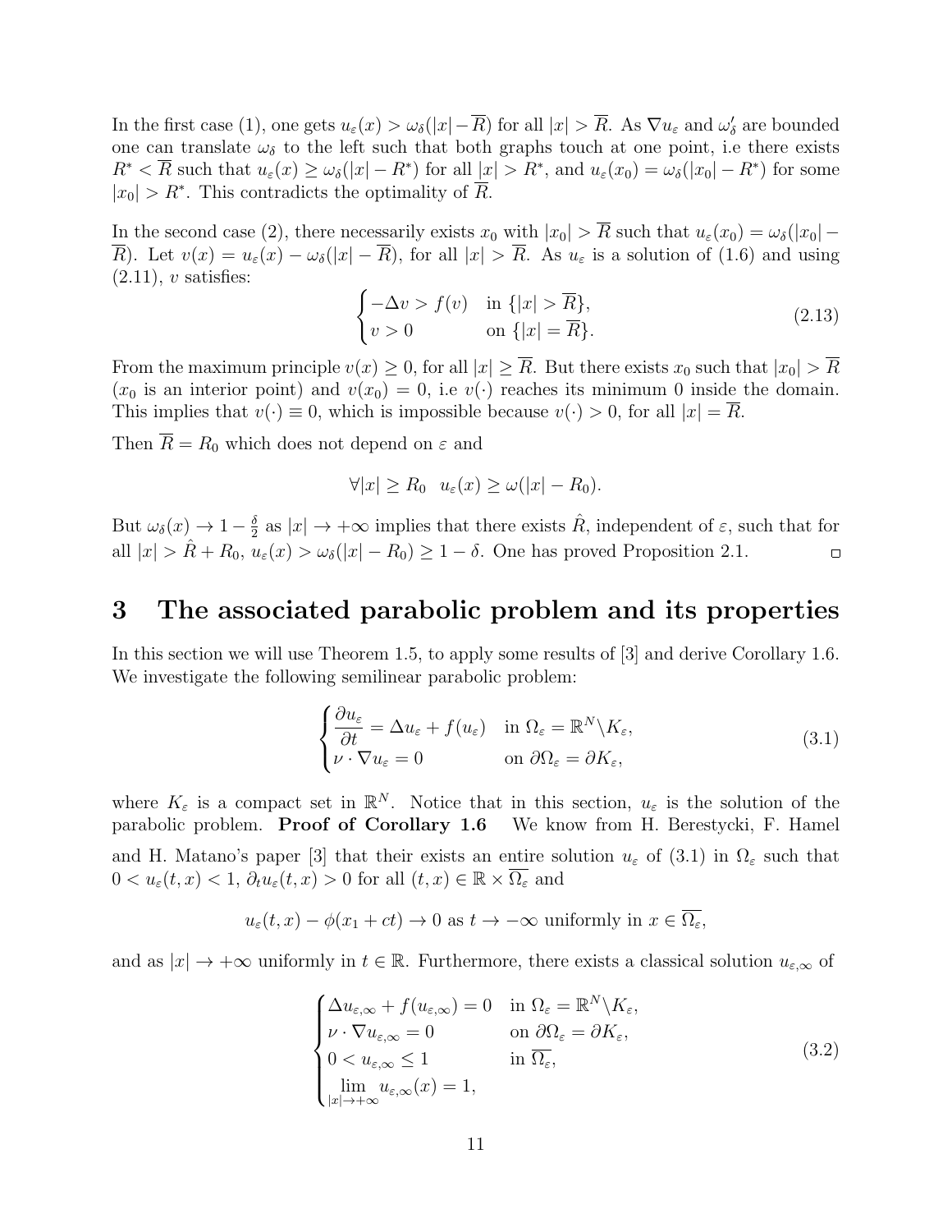In the first case (1), one gets $u_\varepsilon(x) > \omega_\delta(|x|-\overline{R})$ for all $|x| > \overline{R}$. As $\nabla u_\varepsilon$ and $\omega_\delta'$ are bounded one can translate $\omega_\delta$ to the left such that both graphs touch at one point, i.e there exists $R^* < \overline{R}$ such that $u_\varepsilon(x) \geq \omega_\delta(|x|-R^*)$ for all $|x| > R^*$, and $u_\varepsilon(x_0) = \omega_\delta(|x_0|-R^*)$ for some $|x_0| > R^*$. This contradicts the optimality of $\overline{R}$.

In the second case (2), there necessarily exists $x_0$ with $|x_0| > \overline{R}$ such that $u_\varepsilon(x_0) = \omega_\delta(|x_0|-\overline{R})$. Let $v(x) = u_\varepsilon(x) - \omega_\delta(|x|-\overline{R})$, for all $|x| > \overline{R}$. As $u_\varepsilon$ is a solution of (1.6) and using (2.11), $v$ satisfies:

$$
\begin{cases}
-\Delta v > f(v) & \text{in } \{|x| > \overline{R}\},\\
v > 0 & \text{on } \{|x| = \overline{R}\}.
\end{cases}
\tag{2.13}
$$

From the maximum principle $v(x) \geq 0$, for all $|x| \geq \overline{R}$. But there exists $x_0$ such that $|x_0| > \overline{R}$ ($x_0$ is an interior point) and $v(x_0) = 0$, i.e $v(\cdot)$ reaches its minimum 0 inside the domain. This implies that $v(\cdot) \equiv 0$, which is impossible because $v(\cdot) > 0$, for all $|x| = \overline{R}$.

Then $\overline{R} = R_0$ which does not depend on $\varepsilon$ and

$$
\forall |x| \geq R_0 \quad u_\varepsilon(x) \geq \omega(|x| - R_0).
$$

But $\omega_\delta(x) \to 1 - \frac{\delta}{2}$ as $|x| \to +\infty$ implies that there exists $\hat{R}$, independent of $\varepsilon$, such that for all $|x| > \hat{R} + R_0$, $u_\varepsilon(x) > \omega_\delta(|x| - R_0) \geq 1 - \delta$. One has proved Proposition 2.1. □

# 3 The associated parabolic problem and its properties

In this section we will use Theorem 1.5, to apply some results of [3] and derive Corollary 1.6. We investigate the following semilinear parabolic problem:

$$
\begin{cases}
\dfrac{\partial u_\varepsilon}{\partial t} = \Delta u_\varepsilon + f(u_\varepsilon) & \text{in } \Omega_\varepsilon = \mathbb{R}^N \backslash K_\varepsilon,\\
\nu \cdot \nabla u_\varepsilon = 0 & \text{on } \partial\Omega_\varepsilon = \partial K_\varepsilon,
\end{cases}
\tag{3.1}
$$

where $K_\varepsilon$ is a compact set in $\mathbb{R}^N$. Notice that in this section, $u_\varepsilon$ is the solution of the parabolic problem. **Proof of Corollary 1.6** We know from H. Berestycki, F. Hamel and H. Matano's paper [3] that their exists an entire solution $u_\varepsilon$ of (3.1) in $\Omega_\varepsilon$ such that $0 < u_\varepsilon(t,x) < 1$, $\partial_t u_\varepsilon(t,x) > 0$ for all $(t,x) \in \mathbb{R} \times \overline{\Omega_\varepsilon}$ and

$$
u_\varepsilon(t,x) - \phi(x_1 + ct) \to 0 \text{ as } t \to -\infty \text{ uniformly in } x \in \overline{\Omega_\varepsilon},
$$

and as $|x| \to +\infty$ uniformly in $t \in \mathbb{R}$. Furthermore, there exists a classical solution $u_{\varepsilon,\infty}$ of

$$
\begin{cases}
\Delta u_{\varepsilon,\infty} + f(u_{\varepsilon,\infty}) = 0 & \text{in } \Omega_\varepsilon = \mathbb{R}^N \backslash K_\varepsilon,\\
\nu \cdot \nabla u_{\varepsilon,\infty} = 0 & \text{on } \partial\Omega_\varepsilon = \partial K_\varepsilon,\\
0 < u_{\varepsilon,\infty} \leq 1 & \text{in } \overline{\Omega_\varepsilon},\\
\lim\limits_{|x|\to+\infty} u_{\varepsilon,\infty}(x) = 1,
\end{cases}
\tag{3.2}
$$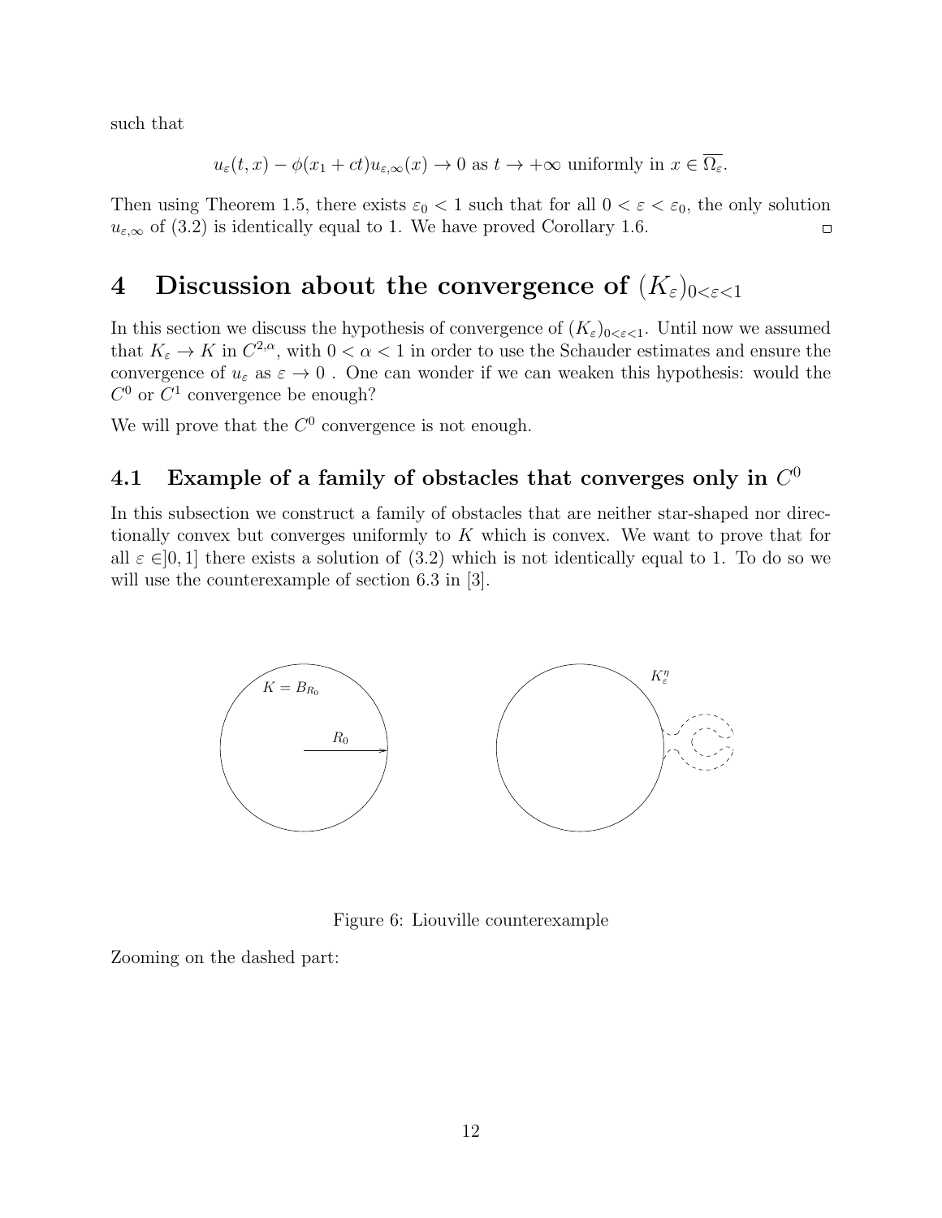such that

$$u_\varepsilon(t,x) - \phi(x_1 + ct)u_{\varepsilon,\infty}(x) \to 0 \text{ as } t \to +\infty \text{ uniformly in } x \in \overline{\Omega_\varepsilon}.$$

Then using Theorem 1.5, there exists $\varepsilon_0 < 1$ such that for all $0 < \varepsilon < \varepsilon_0$, the only solution $u_{\varepsilon,\infty}$ of (3.2) is identically equal to 1. We have proved Corollary 1.6. □

# 4 Discussion about the convergence of $(K_\varepsilon)_{0<\varepsilon<1}$

In this section we discuss the hypothesis of convergence of $(K_\varepsilon)_{0<\varepsilon<1}$. Until now we assumed that $K_\varepsilon \to K$ in $C^{2,\alpha}$, with $0 < \alpha < 1$ in order to use the Schauder estimates and ensure the convergence of $u_\varepsilon$ as $\varepsilon \to 0$ . One can wonder if we can weaken this hypothesis: would the $C^0$ or $C^1$ convergence be enough?

We will prove that the $C^0$ convergence is not enough.

## 4.1 Example of a family of obstacles that converges only in $C^0$

In this subsection we construct a family of obstacles that are neither star-shaped nor directionally convex but converges uniformly to $K$ which is convex. We want to prove that for all $\varepsilon \in ]0,1]$ there exists a solution of (3.2) which is not identically equal to 1. To do so we will use the counterexample of section 6.3 in [3].

Figure 6: Liouville counterexample

Zooming on the dashed part: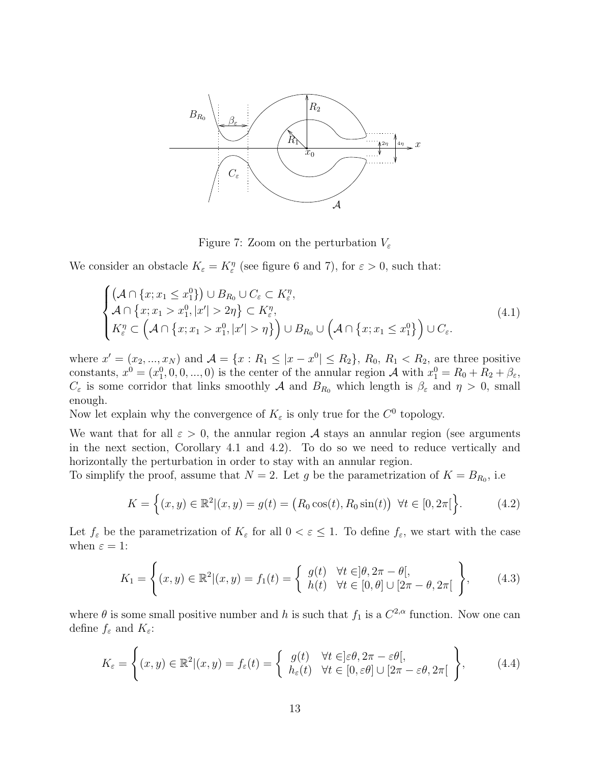Figure 7: Zoom on the perturbation $V_\varepsilon$

We consider an obstacle $K_\varepsilon = K_\varepsilon^\eta$ (see figure 6 and 7), for $\varepsilon > 0$, such that:

$$
\begin{cases}
\left(\mathcal{A} \cap \{x; x_1 \le x_1^0\}\right) \cup B_{R_0} \cup C_\varepsilon \subset K_\varepsilon^\eta, \\
\mathcal{A} \cap \left\{x; x_1 > x_1^0, |x'| > 2\eta\right\} \subset K_\varepsilon^\eta, \\
K_\varepsilon^\eta \subset \Big(\mathcal{A} \cap \left\{x; x_1 > x_1^0, |x'| > \eta\right\}\Big) \cup B_{R_0} \cup \Big(\mathcal{A} \cap \left\{x; x_1 \le x_1^0\right\}\Big) \cup C_\varepsilon.
\end{cases}
\tag{4.1}
$$

where $x' = (x_2, ..., x_N)$ and $\mathcal{A} = \{x : R_1 \le |x - x^0| \le R_2\}$, $R_0$, $R_1 < R_2$, are three positive constants, $x^0 = (x_1^0, 0, 0, ..., 0)$ is the center of the annular region $\mathcal{A}$ with $x_1^0 = R_0 + R_2 + \beta_\varepsilon$, $C_\varepsilon$ is some corridor that links smoothly $\mathcal{A}$ and $B_{R_0}$ which length is $\beta_\varepsilon$ and $\eta > 0$, small enough.

Now let explain why the convergence of $K_\varepsilon$ is only true for the $C^0$ topology.

We want that for all $\varepsilon > 0$, the annular region $\mathcal{A}$ stays an annular region (see arguments in the next section, Corollary 4.1 and 4.2). To do so we need to reduce vertically and horizontally the perturbation in order to stay with an annular region.

To simplify the proof, assume that $N = 2$. Let $g$ be the parametrization of $K = B_{R_0}$, i.e

$$
K = \Big\{(x, y) \in \mathbb{R}^2 | (x, y) = g(t) = \big(R_0 \cos(t), R_0 \sin(t)\big) \;\; \forall t \in [0, 2\pi[\Big\}. \tag{4.2}
$$

Let $f_\varepsilon$ be the parametrization of $K_\varepsilon$ for all $0 < \varepsilon \le 1$. To define $f_\varepsilon$, we start with the case when $\varepsilon = 1$:

$$
K_1 = \left\{(x, y) \in \mathbb{R}^2 | (x, y) = f_1(t) = \left\{ \begin{array}{ll} g(t) & \forall t \in ]\theta, 2\pi - \theta[, \\ h(t) & \forall t \in [0, \theta] \cup [2\pi - \theta, 2\pi[ \end{array} \right. \right\}, \tag{4.3}
$$

where $\theta$ is some small positive number and $h$ is such that $f_1$ is a $C^{2,\alpha}$ function. Now one can define $f_\varepsilon$ and $K_\varepsilon$:

$$
K_\varepsilon = \left\{(x, y) \in \mathbb{R}^2 | (x, y) = f_\varepsilon(t) = \left\{ \begin{array}{ll} g(t) & \forall t \in ]\varepsilon\theta, 2\pi - \varepsilon\theta[, \\ h_\varepsilon(t) & \forall t \in [0, \varepsilon\theta] \cup [2\pi - \varepsilon\theta, 2\pi[ \end{array} \right. \right\}, \tag{4.4}
$$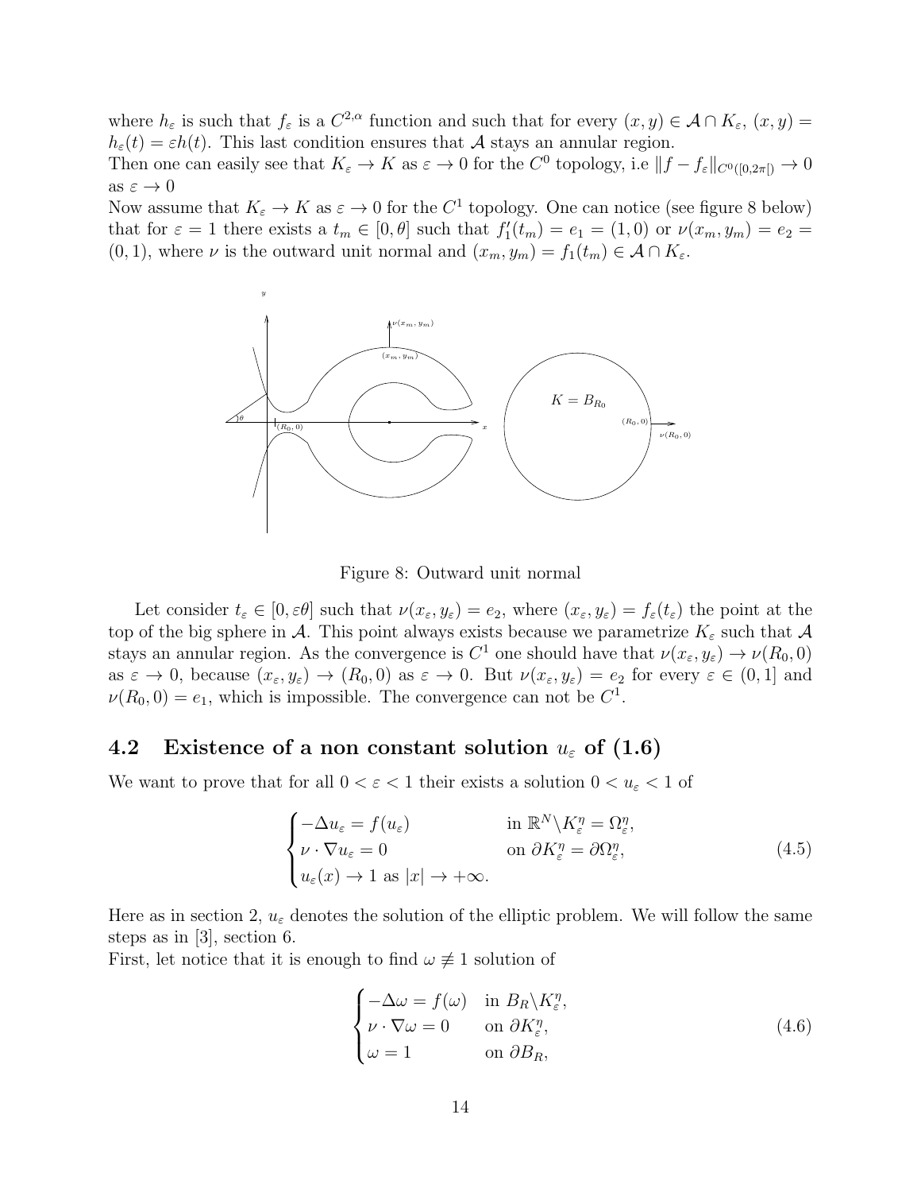where $h_\varepsilon$ is such that $f_\varepsilon$ is a $C^{2,\alpha}$ function and such that for every $(x,y) \in \mathcal{A} \cap K_\varepsilon$, $(x,y) = h_\varepsilon(t) = \varepsilon h(t)$. This last condition ensures that $\mathcal{A}$ stays an annular region.
Then one can easily see that $K_\varepsilon \to K$ as $\varepsilon \to 0$ for the $C^0$ topology, i.e $\|f - f_\varepsilon\|_{C^0([0,2\pi[)} \to 0$ as $\varepsilon \to 0$
Now assume that $K_\varepsilon \to K$ as $\varepsilon \to 0$ for the $C^1$ topology. One can notice (see figure 8 below) that for $\varepsilon = 1$ there exists a $t_m \in [0, \theta]$ such that $f_1'(t_m) = e_1 = (1,0)$ or $\nu(x_m, y_m) = e_2 = (0,1)$, where $\nu$ is the outward unit normal and $(x_m, y_m) = f_1(t_m) \in \mathcal{A} \cap K_\varepsilon$.

Figure 8: Outward unit normal

Let consider $t_\varepsilon \in [0, \varepsilon\theta]$ such that $\nu(x_\varepsilon, y_\varepsilon) = e_2$, where $(x_\varepsilon, y_\varepsilon) = f_\varepsilon(t_\varepsilon)$ the point at the top of the big sphere in $\mathcal{A}$. This point always exists because we parametrize $K_\varepsilon$ such that $\mathcal{A}$ stays an annular region. As the convergence is $C^1$ one should have that $\nu(x_\varepsilon, y_\varepsilon) \to \nu(R_0, 0)$ as $\varepsilon \to 0$, because $(x_\varepsilon, y_\varepsilon) \to (R_0, 0)$ as $\varepsilon \to 0$. But $\nu(x_\varepsilon, y_\varepsilon) = e_2$ for every $\varepsilon \in (0,1]$ and $\nu(R_0, 0) = e_1$, which is impossible. The convergence can not be $C^1$.

## 4.2 Existence of a non constant solution $u_\varepsilon$ of (1.6)

We want to prove that for all $0 < \varepsilon < 1$ their exists a solution $0 < u_\varepsilon < 1$ of

$$\begin{cases} -\Delta u_\varepsilon = f(u_\varepsilon) & \text{in } \mathbb{R}^N \backslash K_\varepsilon^\eta = \Omega_\varepsilon^\eta, \\ \nu \cdot \nabla u_\varepsilon = 0 & \text{on } \partial K_\varepsilon^\eta = \partial \Omega_\varepsilon^\eta, \\ u_\varepsilon(x) \to 1 \text{ as } |x| \to +\infty. \end{cases} \tag{4.5}$$

Here as in section 2, $u_\varepsilon$ denotes the solution of the elliptic problem. We will follow the same steps as in [3], section 6.
First, let notice that it is enough to find $\omega \not\equiv 1$ solution of

$$\begin{cases} -\Delta \omega = f(\omega) & \text{in } B_R \backslash K_\varepsilon^\eta, \\ \nu \cdot \nabla \omega = 0 & \text{on } \partial K_\varepsilon^\eta, \\ \omega = 1 & \text{on } \partial B_R, \end{cases} \tag{4.6}$$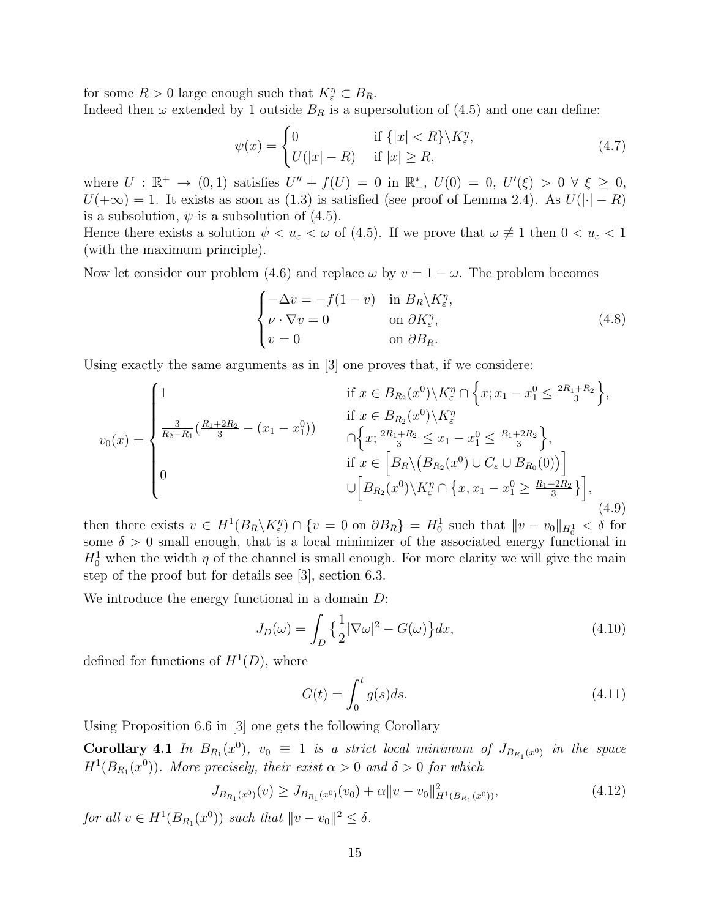for some $R > 0$ large enough such that $K_\varepsilon^\eta \subset B_R$.
Indeed then $\omega$ extended by 1 outside $B_R$ is a supersolution of (4.5) and one can define:

$$\psi(x) = \begin{cases} 0 & \text{if } \{|x| < R\} \backslash K_\varepsilon^\eta, \\ U(|x| - R) & \text{if } |x| \geq R, \end{cases} \tag{4.7}$$

where $U : \mathbb{R}^+ \to (0,1)$ satisfies $U'' + f(U) = 0$ in $\mathbb{R}_+^*$, $U(0) = 0$, $U'(\xi) > 0 \ \forall \ \xi \geq 0$, $U(+\infty) = 1$. It exists as soon as (1.3) is satisfied (see proof of Lemma 2.4). As $U(|\cdot| - R)$ is a subsolution, $\psi$ is a subsolution of (4.5).
Hence there exists a solution $\psi < u_\varepsilon < \omega$ of (4.5). If we prove that $\omega \not\equiv 1$ then $0 < u_\varepsilon < 1$ (with the maximum principle).

Now let consider our problem (4.6) and replace $\omega$ by $v = 1 - \omega$. The problem becomes

$$\begin{cases} -\Delta v = -f(1 - v) & \text{in } B_R \backslash K_\varepsilon^\eta, \\ \nu \cdot \nabla v = 0 & \text{on } \partial K_\varepsilon^\eta, \\ v = 0 & \text{on } \partial B_R. \end{cases} \tag{4.8}$$

Using exactly the same arguments as in [3] one proves that, if we considere:

$$v_0(x) = \begin{cases} 1 & \text{if } x \in B_{R_2}(x^0) \backslash K_\varepsilon^\eta \cap \Big\{x; x_1 - x_1^0 \leq \frac{2R_1 + R_2}{3}\Big\}, \\ \frac{3}{R_2 - R_1}\big(\frac{R_1 + 2R_2}{3} - (x_1 - x_1^0)\big) & \begin{array}{l} \text{if } x \in B_{R_2}(x^0) \backslash K_\varepsilon^\eta \\ \cap \Big\{x; \frac{2R_1 + R_2}{3} \leq x_1 - x_1^0 \leq \frac{R_1 + 2R_2}{3}\Big\}, \end{array} \\ 0 & \begin{array}{l} \text{if } x \in \Big[B_R \backslash \big(B_{R_2}(x^0) \cup C_\varepsilon \cup B_{R_0}(0)\big)\Big] \\ \cup \Big[B_{R_2}(x^0) \backslash K_\varepsilon^\eta \cap \big\{x, x_1 - x_1^0 \geq \frac{R_1 + 2R_2}{3}\big\}\Big], \end{array} \end{cases} \tag{4.9}$$

then there exists $v \in H^1(B_R \backslash K_\varepsilon^\eta) \cap \{v = 0 \text{ on } \partial B_R\} = H_0^1$ such that $\|v - v_0\|_{H_0^1} < \delta$ for some $\delta > 0$ small enough, that is a local minimizer of the associated energy functional in $H_0^1$ when the width $\eta$ of the channel is small enough. For more clarity we will give the main step of the proof but for details see [3], section 6.3.

We introduce the energy functional in a domain $D$:

$$J_D(\omega) = \int_D \big\{\frac{1}{2}|\nabla \omega|^2 - G(\omega)\big\}dx, \tag{4.10}$$

defined for functions of $H^1(D)$, where

$$G(t) = \int_0^t g(s)ds. \tag{4.11}$$

Using Proposition 6.6 in [3] one gets the following Corollary

**Corollary 4.1** *In $B_{R_1}(x^0)$, $v_0 \equiv 1$ is a strict local minimum of $J_{B_{R_1}(x^0)}$ in the space $H^1(B_{R_1}(x^0))$. More precisely, their exist $\alpha > 0$ and $\delta > 0$ for which*

$$J_{B_{R_1}(x^0)}(v) \geq J_{B_{R_1}(x^0)}(v_0) + \alpha \|v - v_0\|^2_{H^1(B_{R_1}(x^0))}, \tag{4.12}$$

*for all $v \in H^1(B_{R_1}(x^0))$ such that $\|v - v_0\|^2 \leq \delta$.*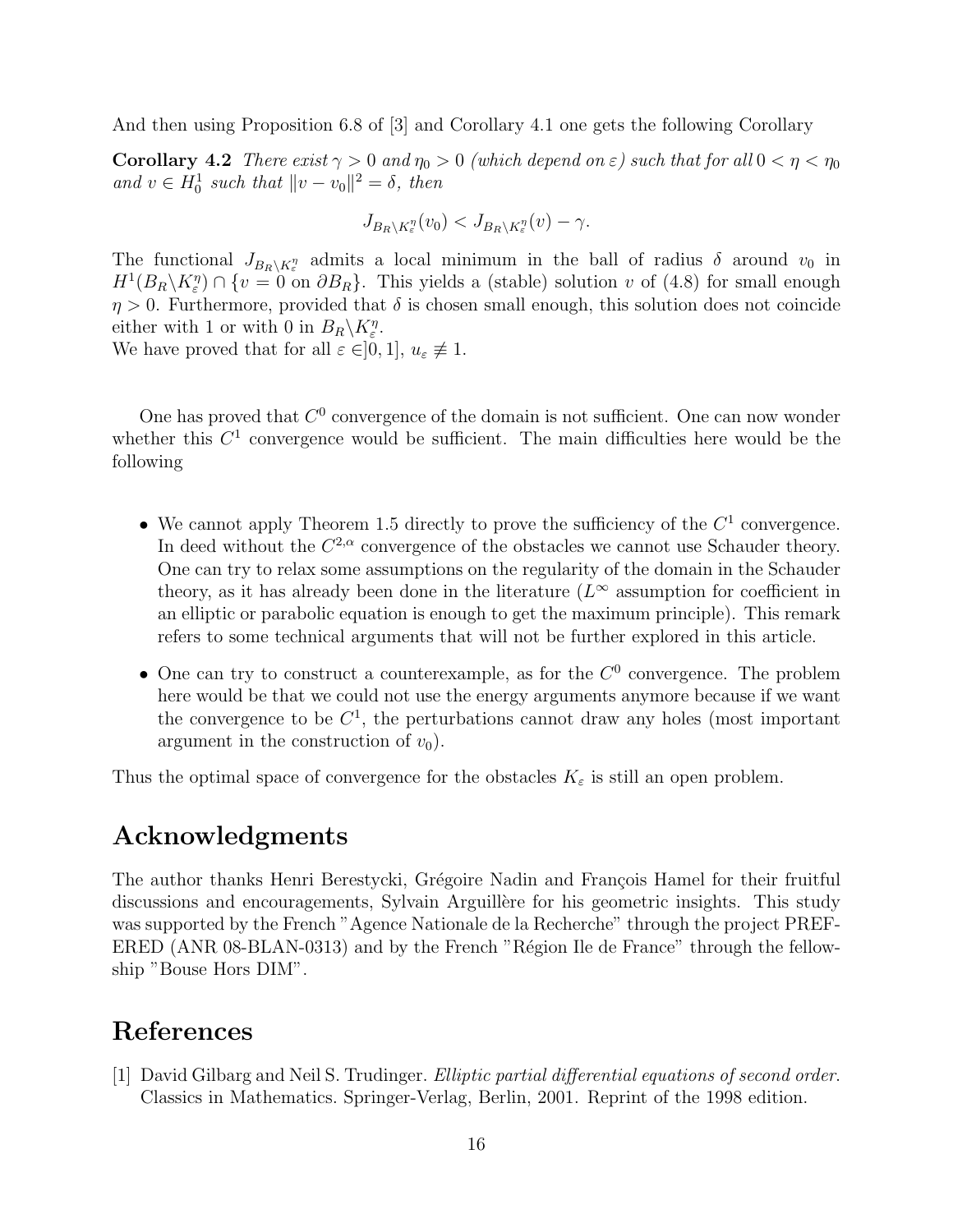And then using Proposition 6.8 of [3] and Corollary 4.1 one gets the following Corollary

**Corollary 4.2** *There exist $\gamma > 0$ and $\eta_0 > 0$ (which depend on $\varepsilon$) such that for all $0 < \eta < \eta_0$ and $v \in H_0^1$ such that $\|v - v_0\|^2 = \delta$, then*

$$J_{B_R \backslash K_\varepsilon^\eta}(v_0) < J_{B_R \backslash K_\varepsilon^\eta}(v) - \gamma.$$

The functional $J_{B_R \backslash K_\varepsilon^\eta}$ admits a local minimum in the ball of radius $\delta$ around $v_0$ in $H^1(B_R \backslash K_\varepsilon^\eta) \cap \{v = 0 \text{ on } \partial B_R\}$. This yields a (stable) solution $v$ of (4.8) for small enough $\eta > 0$. Furthermore, provided that $\delta$ is chosen small enough, this solution does not coincide either with 1 or with 0 in $B_R \backslash K_\varepsilon^\eta$.
We have proved that for all $\varepsilon \in ]0, 1]$, $u_\varepsilon \not\equiv 1$.

One has proved that $C^0$ convergence of the domain is not sufficient. One can now wonder whether this $C^1$ convergence would be sufficient. The main difficulties here would be the following

- We cannot apply Theorem 1.5 directly to prove the sufficiency of the $C^1$ convergence. In deed without the $C^{2,\alpha}$ convergence of the obstacles we cannot use Schauder theory. One can try to relax some assumptions on the regularity of the domain in the Schauder theory, as it has already been done in the literature ($L^\infty$ assumption for coefficient in an elliptic or parabolic equation is enough to get the maximum principle). This remark refers to some technical arguments that will not be further explored in this article.
- One can try to construct a counterexample, as for the $C^0$ convergence. The problem here would be that we could not use the energy arguments anymore because if we want the convergence to be $C^1$, the perturbations cannot draw any holes (most important argument in the construction of $v_0$).

Thus the optimal space of convergence for the obstacles $K_\varepsilon$ is still an open problem.

## Acknowledgments

The author thanks Henri Berestycki, Grégoire Nadin and François Hamel for their fruitful discussions and encouragements, Sylvain Arguillère for his geometric insights. This study was supported by the French "Agence Nationale de la Recherche" through the project PREFERED (ANR 08-BLAN-0313) and by the French "Région Ile de France" through the fellowship "Bouse Hors DIM".

## References

[1] David Gilbarg and Neil S. Trudinger. *Elliptic partial differential equations of second order.* Classics in Mathematics. Springer-Verlag, Berlin, 2001. Reprint of the 1998 edition.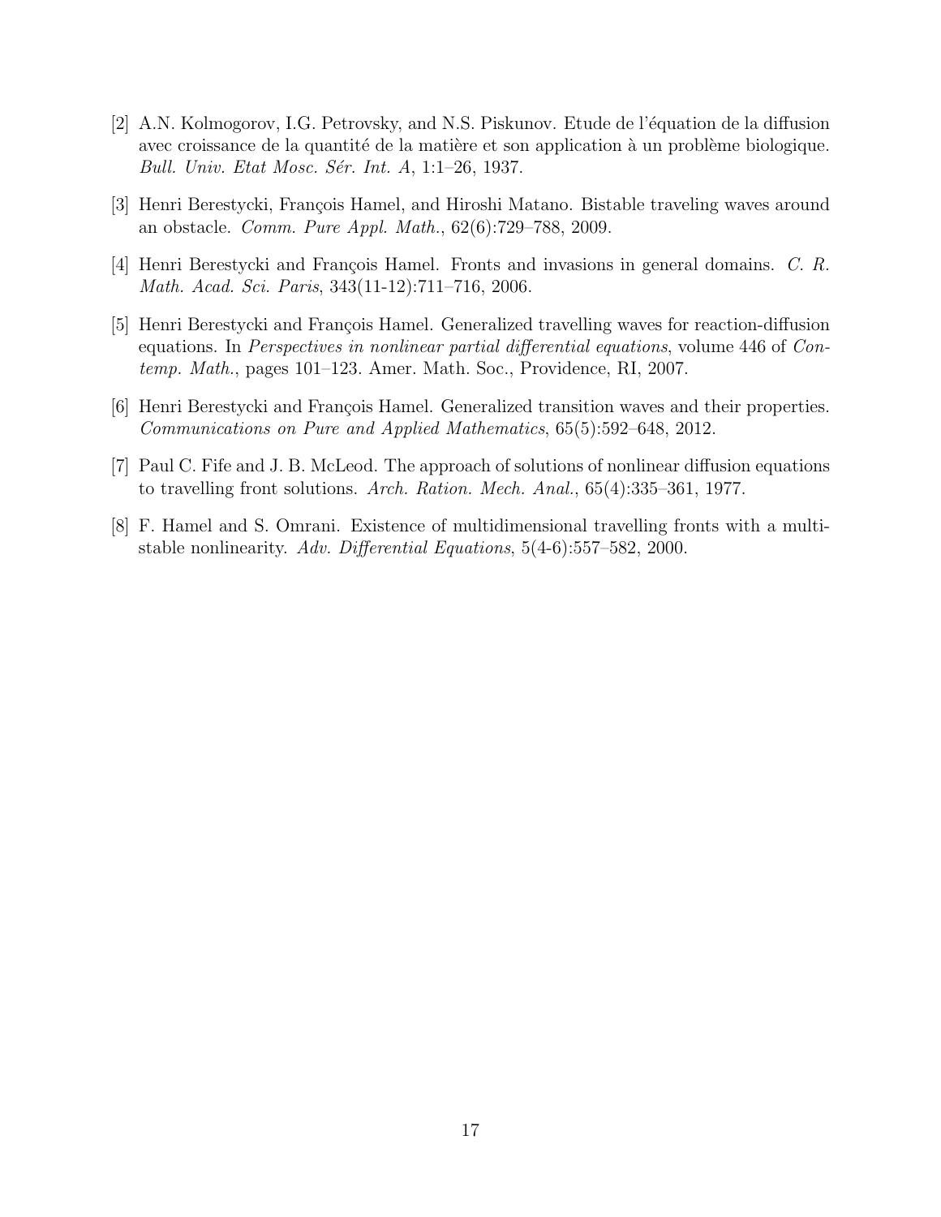[2] A.N. Kolmogorov, I.G. Petrovsky, and N.S. Piskunov. Etude de l'équation de la diffusion avec croissance de la quantité de la matière et son application à un problème biologique. *Bull. Univ. Etat Mosc. Sér. Int. A*, 1:1–26, 1937.

[3] Henri Berestycki, François Hamel, and Hiroshi Matano. Bistable traveling waves around an obstacle. *Comm. Pure Appl. Math.*, 62(6):729–788, 2009.

[4] Henri Berestycki and François Hamel. Fronts and invasions in general domains. *C. R. Math. Acad. Sci. Paris*, 343(11-12):711–716, 2006.

[5] Henri Berestycki and François Hamel. Generalized travelling waves for reaction-diffusion equations. In *Perspectives in nonlinear partial differential equations*, volume 446 of *Contemp. Math.*, pages 101–123. Amer. Math. Soc., Providence, RI, 2007.

[6] Henri Berestycki and François Hamel. Generalized transition waves and their properties. *Communications on Pure and Applied Mathematics*, 65(5):592–648, 2012.

[7] Paul C. Fife and J. B. McLeod. The approach of solutions of nonlinear diffusion equations to travelling front solutions. *Arch. Ration. Mech. Anal.*, 65(4):335–361, 1977.

[8] F. Hamel and S. Omrani. Existence of multidimensional travelling fronts with a multistable nonlinearity. *Adv. Differential Equations*, 5(4-6):557–582, 2000.